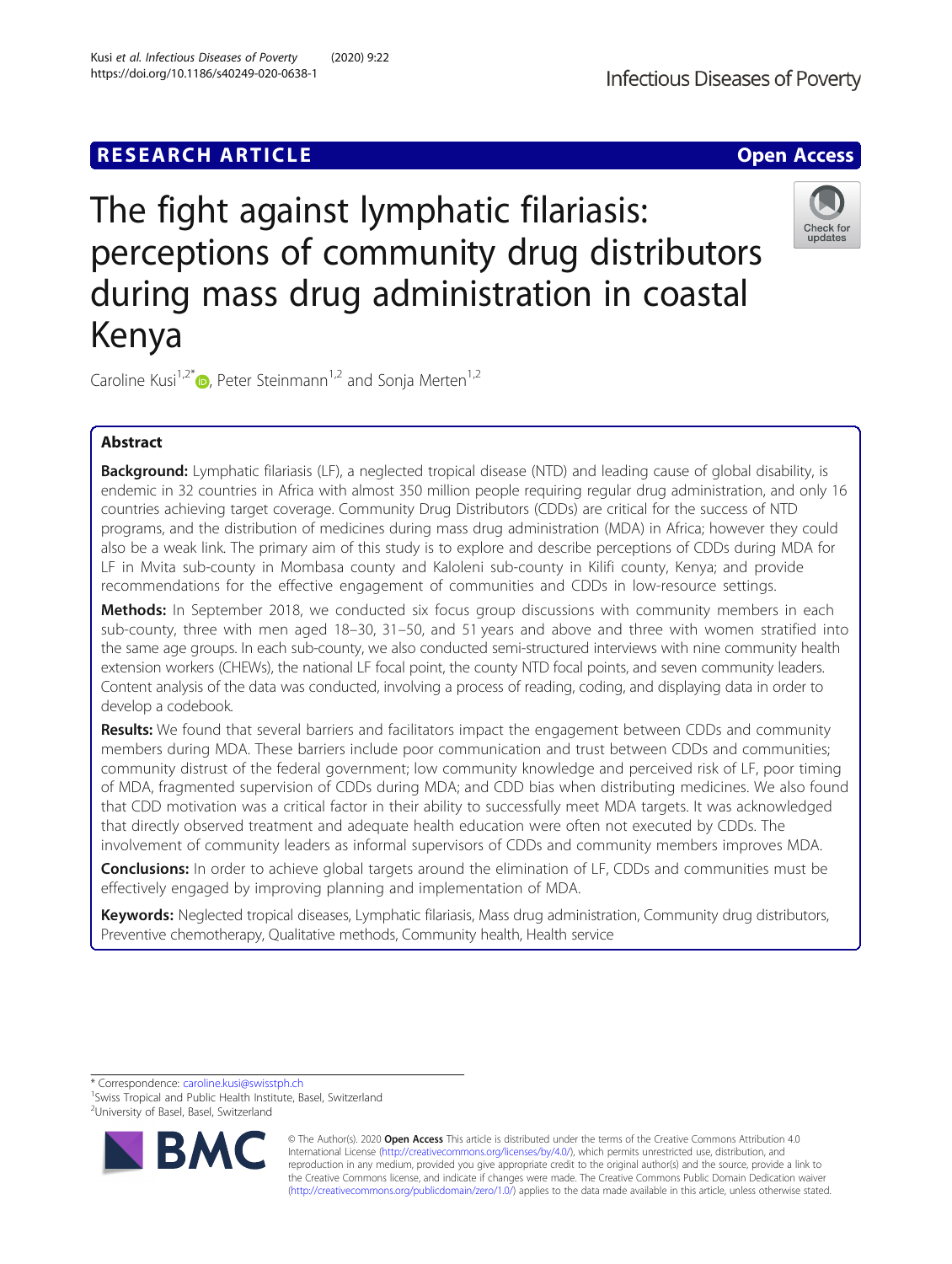RESEARCH ARTICLE

Open Access

# The fight against lymphatic filariasis: perceptions of community drug distributors during mass drug administration in coastal Kenya

Caroline Kusi[1,2*], Peter Steinmann[1,2] and Sonja Merten[1,2]

## Abstract

**Background:** Lymphatic filariasis (LF), a neglected tropical disease (NTD) and leading cause of global disability, is endemic in 32 countries in Africa with almost 350 million people requiring regular drug administration, and only 16 countries achieving target coverage. Community Drug Distributors (CDDs) are critical for the success of NTD programs, and the distribution of medicines during mass drug administration (MDA) in Africa; however they could also be a weak link. The primary aim of this study is to explore and describe perceptions of CDDs during MDA for LF in Mvita sub-county in Mombasa county and Kaloleni sub-county in Kilifi county, Kenya; and provide recommendations for the effective engagement of communities and CDDs in low-resource settings.

**Methods:** In September 2018, we conducted six focus group discussions with community members in each sub-county, three with men aged 18–30, 31–50, and 51 years and above and three with women stratified into the same age groups. In each sub-county, we also conducted semi-structured interviews with nine community health extension workers (CHEWs), the national LF focal point, the county NTD focal points, and seven community leaders. Content analysis of the data was conducted, involving a process of reading, coding, and displaying data in order to develop a codebook.

**Results:** We found that several barriers and facilitators impact the engagement between CDDs and community members during MDA. These barriers include poor communication and trust between CDDs and communities; community distrust of the federal government; low community knowledge and perceived risk of LF, poor timing of MDA, fragmented supervision of CDDs during MDA; and CDD bias when distributing medicines. We also found that CDD motivation was a critical factor in their ability to successfully meet MDA targets. It was acknowledged that directly observed treatment and adequate health education were often not executed by CDDs. The involvement of community leaders as informal supervisors of CDDs and community members improves MDA.

**Conclusions:** In order to achieve global targets around the elimination of LF, CDDs and communities must be effectively engaged by improving planning and implementation of MDA.

**Keywords:** Neglected tropical diseases, Lymphatic filariasis, Mass drug administration, Community drug distributors, Preventive chemotherapy, Qualitative methods, Community health, Health service

\* Correspondence: caroline.kusi@swisstph.ch
[1]Swiss Tropical and Public Health Institute, Basel, Switzerland
[2]University of Basel, Basel, Switzerland

© The Author(s). 2020 **Open Access** This article is distributed under the terms of the Creative Commons Attribution 4.0 International License (http://creativecommons.org/licenses/by/4.0/), which permits unrestricted use, distribution, and reproduction in any medium, provided you give appropriate credit to the original author(s) and the source, provide a link to the Creative Commons license, and indicate if changes were made. The Creative Commons Public Domain Dedication waiver (http://creativecommons.org/publicdomain/zero/1.0/) applies to the data made available in this article, unless otherwise stated.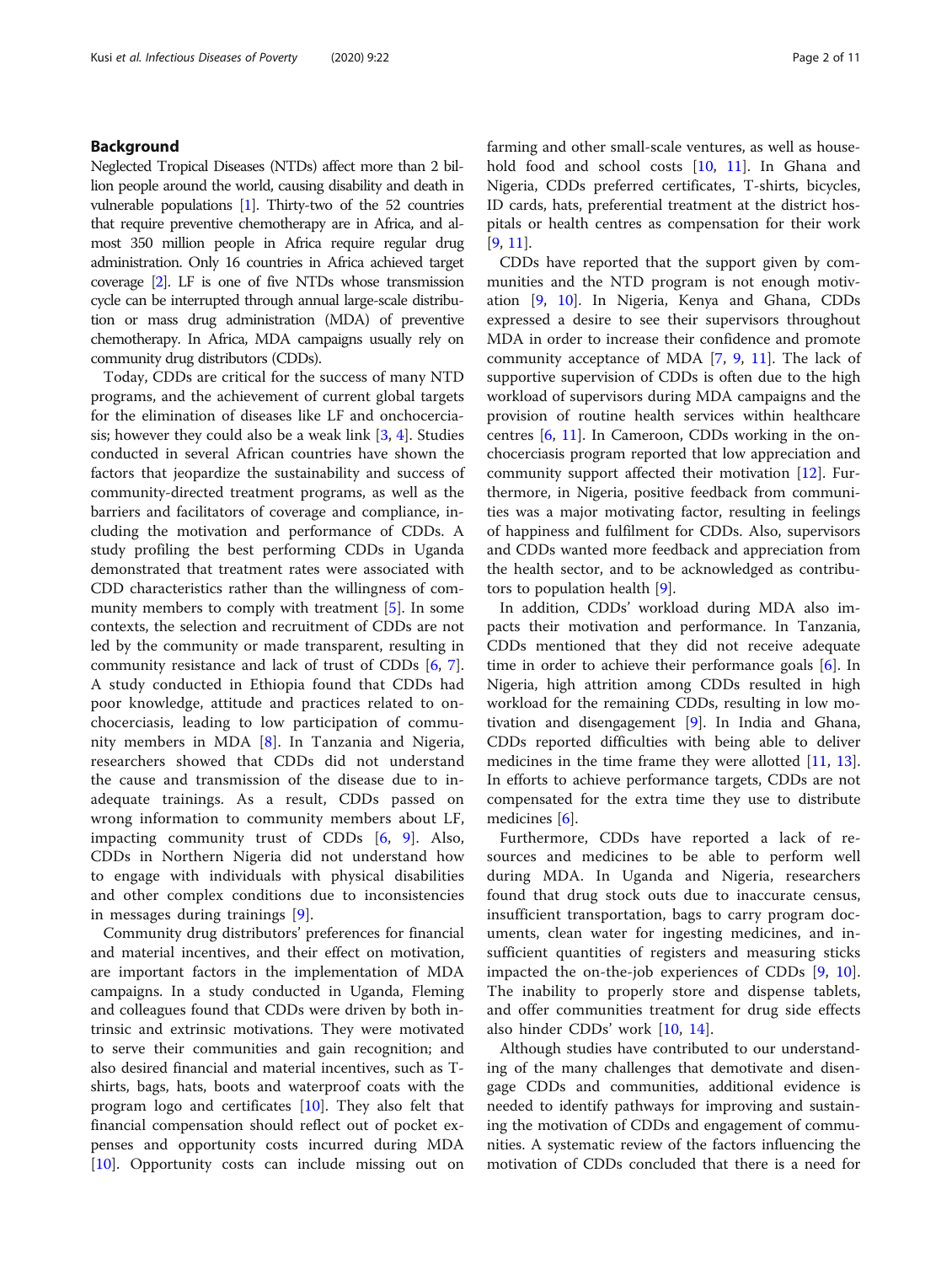## Background

Neglected Tropical Diseases (NTDs) affect more than 2 billion people around the world, causing disability and death in vulnerable populations [1]. Thirty-two of the 52 countries that require preventive chemotherapy are in Africa, and almost 350 million people in Africa require regular drug administration. Only 16 countries in Africa achieved target coverage [2]. LF is one of five NTDs whose transmission cycle can be interrupted through annual large-scale distribution or mass drug administration (MDA) of preventive chemotherapy. In Africa, MDA campaigns usually rely on community drug distributors (CDDs).

Today, CDDs are critical for the success of many NTD programs, and the achievement of current global targets for the elimination of diseases like LF and onchocerciasis; however they could also be a weak link [3, 4]. Studies conducted in several African countries have shown the factors that jeopardize the sustainability and success of community-directed treatment programs, as well as the barriers and facilitators of coverage and compliance, including the motivation and performance of CDDs. A study profiling the best performing CDDs in Uganda demonstrated that treatment rates were associated with CDD characteristics rather than the willingness of community members to comply with treatment [5]. In some contexts, the selection and recruitment of CDDs are not led by the community or made transparent, resulting in community resistance and lack of trust of CDDs [6, 7]. A study conducted in Ethiopia found that CDDs had poor knowledge, attitude and practices related to onchocerciasis, leading to low participation of community members in MDA [8]. In Tanzania and Nigeria, researchers showed that CDDs did not understand the cause and transmission of the disease due to inadequate trainings. As a result, CDDs passed on wrong information to community members about LF, impacting community trust of CDDs [6, 9]. Also, CDDs in Northern Nigeria did not understand how to engage with individuals with physical disabilities and other complex conditions due to inconsistencies in messages during trainings [9].

Community drug distributors' preferences for financial and material incentives, and their effect on motivation, are important factors in the implementation of MDA campaigns. In a study conducted in Uganda, Fleming and colleagues found that CDDs were driven by both intrinsic and extrinsic motivations. They were motivated to serve their communities and gain recognition; and also desired financial and material incentives, such as T-shirts, bags, hats, boots and waterproof coats with the program logo and certificates [10]. They also felt that financial compensation should reflect out of pocket expenses and opportunity costs incurred during MDA [10]. Opportunity costs can include missing out on farming and other small-scale ventures, as well as household food and school costs [10, 11]. In Ghana and Nigeria, CDDs preferred certificates, T-shirts, bicycles, ID cards, hats, preferential treatment at the district hospitals or health centres as compensation for their work [9, 11].

CDDs have reported that the support given by communities and the NTD program is not enough motivation [9, 10]. In Nigeria, Kenya and Ghana, CDDs expressed a desire to see their supervisors throughout MDA in order to increase their confidence and promote community acceptance of MDA [7, 9, 11]. The lack of supportive supervision of CDDs is often due to the high workload of supervisors during MDA campaigns and the provision of routine health services within healthcare centres [6, 11]. In Cameroon, CDDs working in the onchocerciasis program reported that low appreciation and community support affected their motivation [12]. Furthermore, in Nigeria, positive feedback from communities was a major motivating factor, resulting in feelings of happiness and fulfilment for CDDs. Also, supervisors and CDDs wanted more feedback and appreciation from the health sector, and to be acknowledged as contributors to population health [9].

In addition, CDDs' workload during MDA also impacts their motivation and performance. In Tanzania, CDDs mentioned that they did not receive adequate time in order to achieve their performance goals [6]. In Nigeria, high attrition among CDDs resulted in high workload for the remaining CDDs, resulting in low motivation and disengagement [9]. In India and Ghana, CDDs reported difficulties with being able to deliver medicines in the time frame they were allotted [11, 13]. In efforts to achieve performance targets, CDDs are not compensated for the extra time they use to distribute medicines [6].

Furthermore, CDDs have reported a lack of resources and medicines to be able to perform well during MDA. In Uganda and Nigeria, researchers found that drug stock outs due to inaccurate census, insufficient transportation, bags to carry program documents, clean water for ingesting medicines, and insufficient quantities of registers and measuring sticks impacted the on-the-job experiences of CDDs [9, 10]. The inability to properly store and dispense tablets, and offer communities treatment for drug side effects also hinder CDDs' work [10, 14].

Although studies have contributed to our understanding of the many challenges that demotivate and disengage CDDs and communities, additional evidence is needed to identify pathways for improving and sustaining the motivation of CDDs and engagement of communities. A systematic review of the factors influencing the motivation of CDDs concluded that there is a need for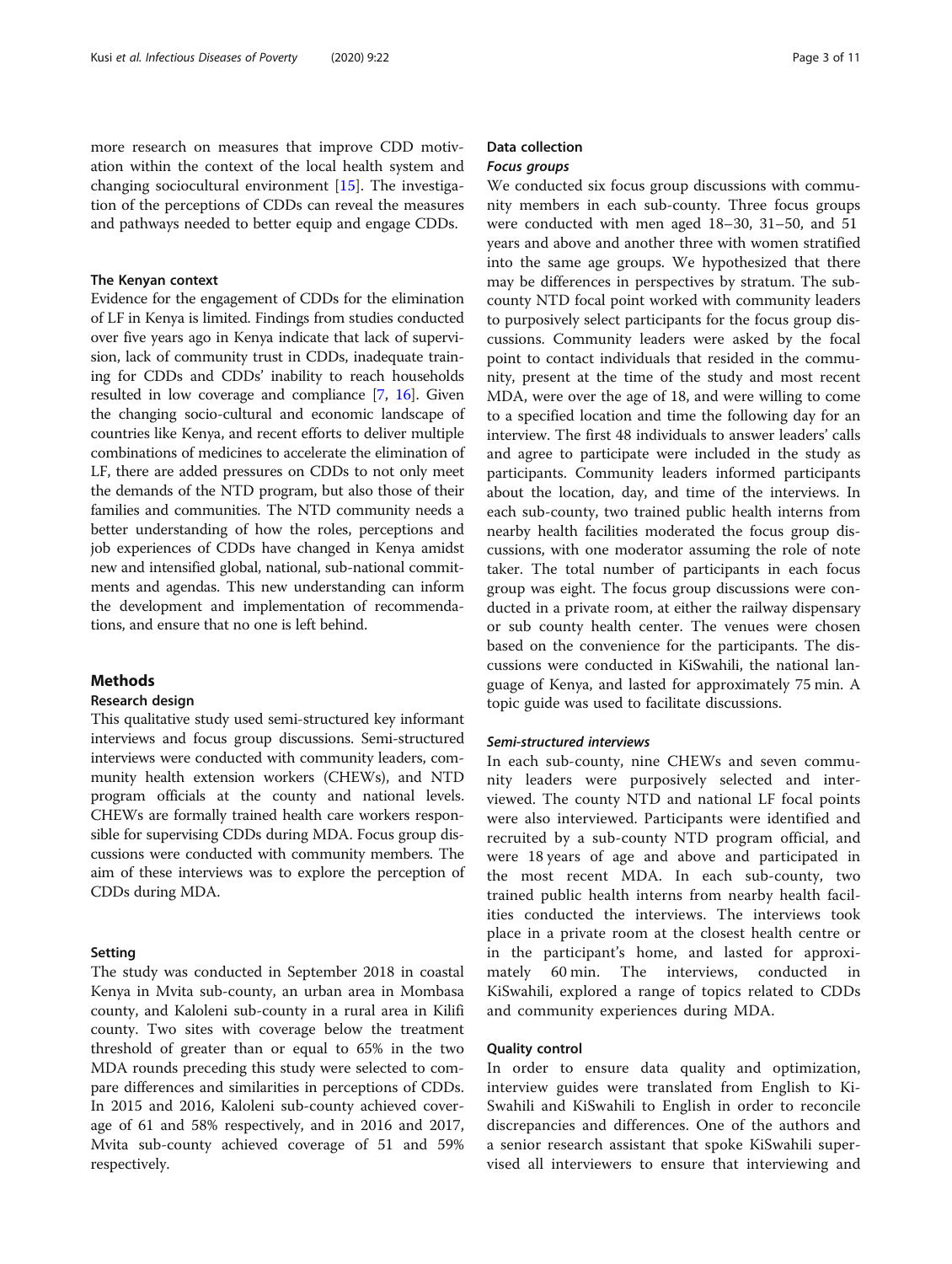more research on measures that improve CDD motivation within the context of the local health system and changing sociocultural environment [15]. The investigation of the perceptions of CDDs can reveal the measures and pathways needed to better equip and engage CDDs.

### The Kenyan context

Evidence for the engagement of CDDs for the elimination of LF in Kenya is limited. Findings from studies conducted over five years ago in Kenya indicate that lack of supervision, lack of community trust in CDDs, inadequate training for CDDs and CDDs' inability to reach households resulted in low coverage and compliance [7, 16]. Given the changing socio-cultural and economic landscape of countries like Kenya, and recent efforts to deliver multiple combinations of medicines to accelerate the elimination of LF, there are added pressures on CDDs to not only meet the demands of the NTD program, but also those of their families and communities. The NTD community needs a better understanding of how the roles, perceptions and job experiences of CDDs have changed in Kenya amidst new and intensified global, national, sub-national commitments and agendas. This new understanding can inform the development and implementation of recommendations, and ensure that no one is left behind.

## Methods

### Research design

This qualitative study used semi-structured key informant interviews and focus group discussions. Semi-structured interviews were conducted with community leaders, community health extension workers (CHEWs), and NTD program officials at the county and national levels. CHEWs are formally trained health care workers responsible for supervising CDDs during MDA. Focus group discussions were conducted with community members. The aim of these interviews was to explore the perception of CDDs during MDA.

### Setting

The study was conducted in September 2018 in coastal Kenya in Mvita sub-county, an urban area in Mombasa county, and Kaloleni sub-county in a rural area in Kilifi county. Two sites with coverage below the treatment threshold of greater than or equal to 65% in the two MDA rounds preceding this study were selected to compare differences and similarities in perceptions of CDDs. In 2015 and 2016, Kaloleni sub-county achieved coverage of 61 and 58% respectively, and in 2016 and 2017, Mvita sub-county achieved coverage of 51 and 59% respectively.

### Data collection

#### *Focus groups*

We conducted six focus group discussions with community members in each sub-county. Three focus groups were conducted with men aged 18–30, 31–50, and 51 years and above and another three with women stratified into the same age groups. We hypothesized that there may be differences in perspectives by stratum. The sub-county NTD focal point worked with community leaders to purposively select participants for the focus group discussions. Community leaders were asked by the focal point to contact individuals that resided in the community, present at the time of the study and most recent MDA, were over the age of 18, and were willing to come to a specified location and time the following day for an interview. The first 48 individuals to answer leaders' calls and agree to participate were included in the study as participants. Community leaders informed participants about the location, day, and time of the interviews. In each sub-county, two trained public health interns from nearby health facilities moderated the focus group discussions, with one moderator assuming the role of note taker. The total number of participants in each focus group was eight. The focus group discussions were conducted in a private room, at either the railway dispensary or sub county health center. The venues were chosen based on the convenience for the participants. The discussions were conducted in KiSwahili, the national language of Kenya, and lasted for approximately 75 min. A topic guide was used to facilitate discussions.

#### *Semi-structured interviews*

In each sub-county, nine CHEWs and seven community leaders were purposively selected and interviewed. The county NTD and national LF focal points were also interviewed. Participants were identified and recruited by a sub-county NTD program official, and were 18 years of age and above and participated in the most recent MDA. In each sub-county, two trained public health interns from nearby health facilities conducted the interviews. The interviews took place in a private room at the closest health centre or in the participant's home, and lasted for approximately 60 min. The interviews, conducted in KiSwahili, explored a range of topics related to CDDs and community experiences during MDA.

### Quality control

In order to ensure data quality and optimization, interview guides were translated from English to KiSwahili and KiSwahili to English in order to reconcile discrepancies and differences. One of the authors and a senior research assistant that spoke KiSwahili supervised all interviewers to ensure that interviewing and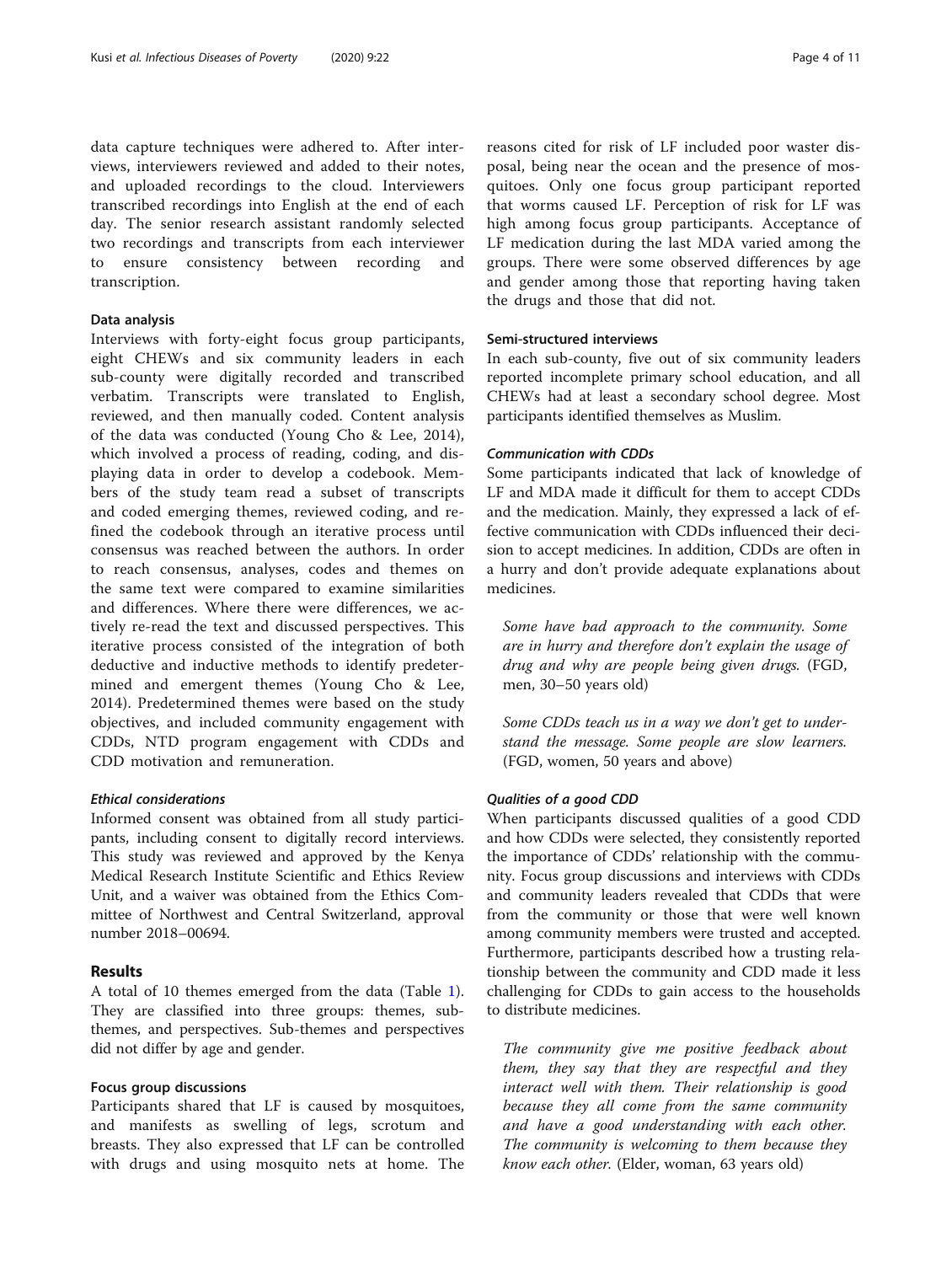data capture techniques were adhered to. After interviews, interviewers reviewed and added to their notes, and uploaded recordings to the cloud. Interviewers transcribed recordings into English at the end of each day. The senior research assistant randomly selected two recordings and transcripts from each interviewer to ensure consistency between recording and transcription.

### Data analysis

Interviews with forty-eight focus group participants, eight CHEWs and six community leaders in each sub-county were digitally recorded and transcribed verbatim. Transcripts were translated to English, reviewed, and then manually coded. Content analysis of the data was conducted (Young Cho & Lee, 2014), which involved a process of reading, coding, and displaying data in order to develop a codebook. Members of the study team read a subset of transcripts and coded emerging themes, reviewed coding, and refined the codebook through an iterative process until consensus was reached between the authors. In order to reach consensus, analyses, codes and themes on the same text were compared to examine similarities and differences. Where there were differences, we actively re-read the text and discussed perspectives. This iterative process consisted of the integration of both deductive and inductive methods to identify predetermined and emergent themes (Young Cho & Lee, 2014). Predetermined themes were based on the study objectives, and included community engagement with CDDs, NTD program engagement with CDDs and CDD motivation and remuneration.

#### Ethical considerations

Informed consent was obtained from all study participants, including consent to digitally record interviews. This study was reviewed and approved by the Kenya Medical Research Institute Scientific and Ethics Review Unit, and a waiver was obtained from the Ethics Committee of Northwest and Central Switzerland, approval number 2018–00694.

## Results

A total of 10 themes emerged from the data (Table 1). They are classified into three groups: themes, subthemes, and perspectives. Sub-themes and perspectives did not differ by age and gender.

### Focus group discussions

Participants shared that LF is caused by mosquitoes, and manifests as swelling of legs, scrotum and breasts. They also expressed that LF can be controlled with drugs and using mosquito nets at home. The reasons cited for risk of LF included poor waster disposal, being near the ocean and the presence of mosquitoes. Only one focus group participant reported that worms caused LF. Perception of risk for LF was high among focus group participants. Acceptance of LF medication during the last MDA varied among the groups. There were some observed differences by age and gender among those that reporting having taken the drugs and those that did not.

### Semi-structured interviews

In each sub-county, five out of six community leaders reported incomplete primary school education, and all CHEWs had at least a secondary school degree. Most participants identified themselves as Muslim.

#### Communication with CDDs

Some participants indicated that lack of knowledge of LF and MDA made it difficult for them to accept CDDs and the medication. Mainly, they expressed a lack of effective communication with CDDs influenced their decision to accept medicines. In addition, CDDs are often in a hurry and don't provide adequate explanations about medicines.

> *Some have bad approach to the community. Some are in hurry and therefore don't explain the usage of drug and why are people being given drugs.* (FGD, men, 30–50 years old)

> *Some CDDs teach us in a way we don't get to understand the message. Some people are slow learners.* (FGD, women, 50 years and above)

#### Qualities of a good CDD

When participants discussed qualities of a good CDD and how CDDs were selected, they consistently reported the importance of CDDs' relationship with the community. Focus group discussions and interviews with CDDs and community leaders revealed that CDDs that were from the community or those that were well known among community members were trusted and accepted. Furthermore, participants described how a trusting relationship between the community and CDD made it less challenging for CDDs to gain access to the households to distribute medicines.

> *The community give me positive feedback about them, they say that they are respectful and they interact well with them. Their relationship is good because they all come from the same community and have a good understanding with each other. The community is welcoming to them because they know each other.* (Elder, woman, 63 years old)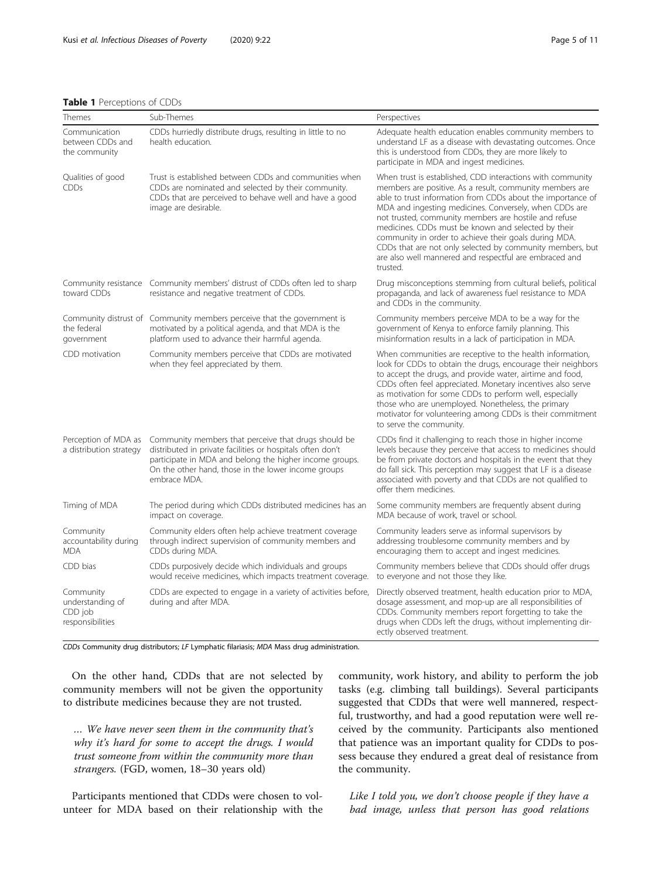**Table 1** Perceptions of CDDs

| Themes | Sub-Themes | Perspectives |
| --- | --- | --- |
| Communication between CDDs and the community | CDDs hurriedly distribute drugs, resulting in little to no health education. | Adequate health education enables community members to understand LF as a disease with devastating outcomes. Once this is understood from CDDs, they are more likely to participate in MDA and ingest medicines. |
| Qualities of good CDDs | Trust is established between CDDs and communities when CDDs are nominated and selected by their community. CDDs that are perceived to behave well and have a good image are desirable. | When trust is established, CDD interactions with community members are positive. As a result, community members are able to trust information from CDDs about the importance of MDA and ingesting medicines. Conversely, when CDDs are not trusted, community members are hostile and refuse medicines. CDDs must be known and selected by their community in order to achieve their goals during MDA. CDDs that are not only selected by community members, but are also well mannered and respectful are embraced and trusted. |
| Community resistance toward CDDs | Community members' distrust of CDDs often led to sharp resistance and negative treatment of CDDs. | Drug misconceptions stemming from cultural beliefs, political propaganda, and lack of awareness fuel resistance to MDA and CDDs in the community. |
| Community distrust of the federal government | Community members perceive that the government is motivated by a political agenda, and that MDA is the platform used to advance their harmful agenda. | Community members perceive MDA to be a way for the government of Kenya to enforce family planning. This misinformation results in a lack of participation in MDA. |
| CDD motivation | Community members perceive that CDDs are motivated when they feel appreciated by them. | When communities are receptive to the health information, look for CDDs to obtain the drugs, encourage their neighbors to accept the drugs, and provide water, airtime and food, CDDs often feel appreciated. Monetary incentives also serve as motivation for some CDDs to perform well, especially those who are unemployed. Nonetheless, the primary motivator for volunteering among CDDs is their commitment to serve the community. |
| Perception of MDA as a distribution strategy | Community members that perceive that drugs should be distributed in private facilities or hospitals often don't participate in MDA and belong the higher income groups. On the other hand, those in the lower income groups embrace MDA. | CDDs find it challenging to reach those in higher income levels because they perceive that access to medicines should be from private doctors and hospitals in the event that they do fall sick. This perception may suggest that LF is a disease associated with poverty and that CDDs are not qualified to offer them medicines. |
| Timing of MDA | The period during which CDDs distributed medicines has an impact on coverage. | Some community members are frequently absent during MDA because of work, travel or school. |
| Community accountability during MDA | Community elders often help achieve treatment coverage through indirect supervision of community members and CDDs during MDA. | Community leaders serve as informal supervisors by addressing troublesome community members and by encouraging them to accept and ingest medicines. |
| CDD bias | CDDs purposively decide which individuals and groups would receive medicines, which impacts treatment coverage. | Community members believe that CDDs should offer drugs to everyone and not those they like. |
| Community understanding of CDD job responsibilities | CDDs are expected to engage in a variety of activities before, during and after MDA. | Directly observed treatment, health education prior to MDA, dosage assessment, and mop-up are all responsibilities of CDDs. Community members report forgetting to take the drugs when CDDs left the drugs, without implementing directly observed treatment. |

*CDDs* Community drug distributors; *LF* Lymphatic filariasis; *MDA* Mass drug administration.

On the other hand, CDDs that are not selected by community members will not be given the opportunity to distribute medicines because they are not trusted.

> *… We have never seen them in the community that's why it's hard for some to accept the drugs. I would trust someone from within the community more than strangers.* (FGD, women, 18–30 years old)

Participants mentioned that CDDs were chosen to volunteer for MDA based on their relationship with the community, work history, and ability to perform the job tasks (e.g. climbing tall buildings). Several participants suggested that CDDs that were well mannered, respectful, trustworthy, and had a good reputation were well received by the community. Participants also mentioned that patience was an important quality for CDDs to possess because they endured a great deal of resistance from the community.

> *Like I told you, we don't choose people if they have a bad image, unless that person has good relations*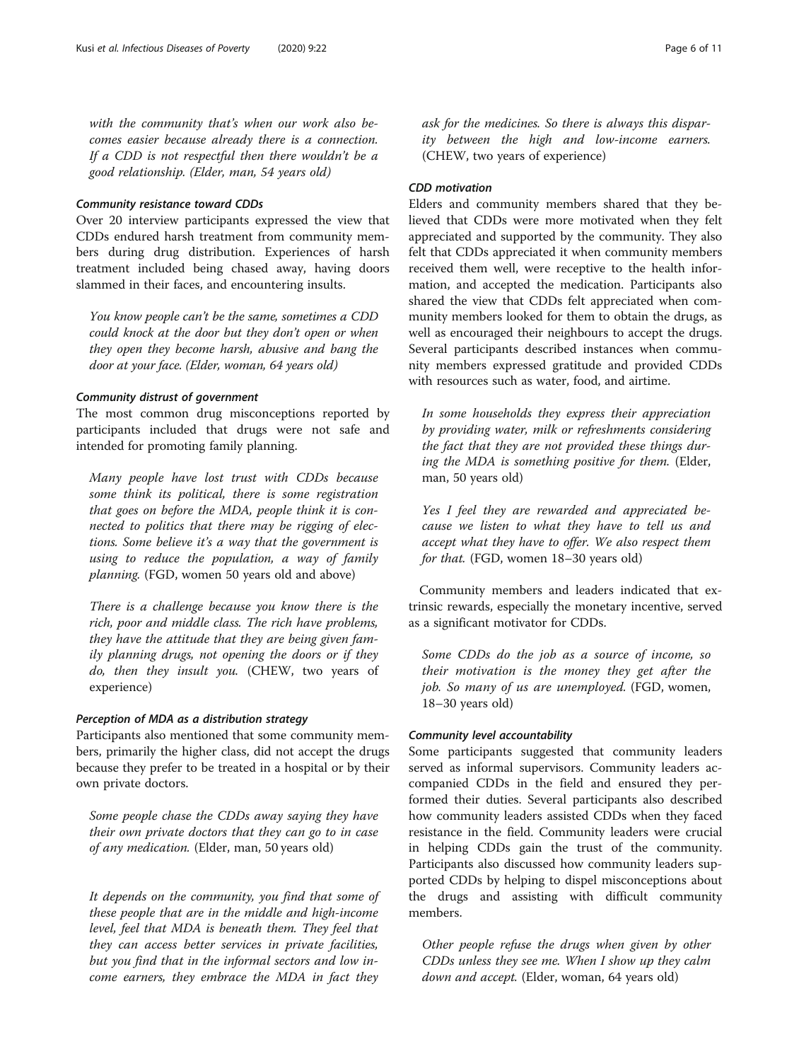*with the community that's when our work also becomes easier because already there is a connection. If a CDD is not respectful then there wouldn't be a good relationship.* (Elder, man, 54 years old)

#### *Community resistance toward CDDs*

Over 20 interview participants expressed the view that CDDs endured harsh treatment from community members during drug distribution. Experiences of harsh treatment included being chased away, having doors slammed in their faces, and encountering insults.

> *You know people can't be the same, sometimes a CDD could knock at the door but they don't open or when they open they become harsh, abusive and bang the door at your face.* (Elder, woman, 64 years old)

#### *Community distrust of government*

The most common drug misconceptions reported by participants included that drugs were not safe and intended for promoting family planning.

> *Many people have lost trust with CDDs because some think its political, there is some registration that goes on before the MDA, people think it is connected to politics that there may be rigging of elections. Some believe it's a way that the government is using to reduce the population, a way of family planning.* (FGD, women 50 years old and above)

> *There is a challenge because you know there is the rich, poor and middle class. The rich have problems, they have the attitude that they are being given family planning drugs, not opening the doors or if they do, then they insult you.* (CHEW, two years of experience)

#### *Perception of MDA as a distribution strategy*

Participants also mentioned that some community members, primarily the higher class, did not accept the drugs because they prefer to be treated in a hospital or by their own private doctors.

> *Some people chase the CDDs away saying they have their own private doctors that they can go to in case of any medication.* (Elder, man, 50 years old)

> *It depends on the community, you find that some of these people that are in the middle and high-income level, feel that MDA is beneath them. They feel that they can access better services in private facilities, but you find that in the informal sectors and low income earners, they embrace the MDA in fact they ask for the medicines. So there is always this disparity between the high and low-income earners.* (CHEW, two years of experience)

#### *CDD motivation*

Elders and community members shared that they believed that CDDs were more motivated when they felt appreciated and supported by the community. They also felt that CDDs appreciated it when community members received them well, were receptive to the health information, and accepted the medication. Participants also shared the view that CDDs felt appreciated when community members looked for them to obtain the drugs, as well as encouraged their neighbours to accept the drugs. Several participants described instances when community members expressed gratitude and provided CDDs with resources such as water, food, and airtime.

> *In some households they express their appreciation by providing water, milk or refreshments considering the fact that they are not provided these things during the MDA is something positive for them.* (Elder, man, 50 years old)

> *Yes I feel they are rewarded and appreciated because we listen to what they have to tell us and accept what they have to offer. We also respect them for that.* (FGD, women 18–30 years old)

Community members and leaders indicated that extrinsic rewards, especially the monetary incentive, served as a significant motivator for CDDs.

> *Some CDDs do the job as a source of income, so their motivation is the money they get after the job. So many of us are unemployed.* (FGD, women, 18–30 years old)

#### *Community level accountability*

Some participants suggested that community leaders served as informal supervisors. Community leaders accompanied CDDs in the field and ensured they performed their duties. Several participants also described how community leaders assisted CDDs when they faced resistance in the field. Community leaders were crucial in helping CDDs gain the trust of the community. Participants also discussed how community leaders supported CDDs by helping to dispel misconceptions about the drugs and assisting with difficult community members.

> *Other people refuse the drugs when given by other CDDs unless they see me. When I show up they calm down and accept.* (Elder, woman, 64 years old)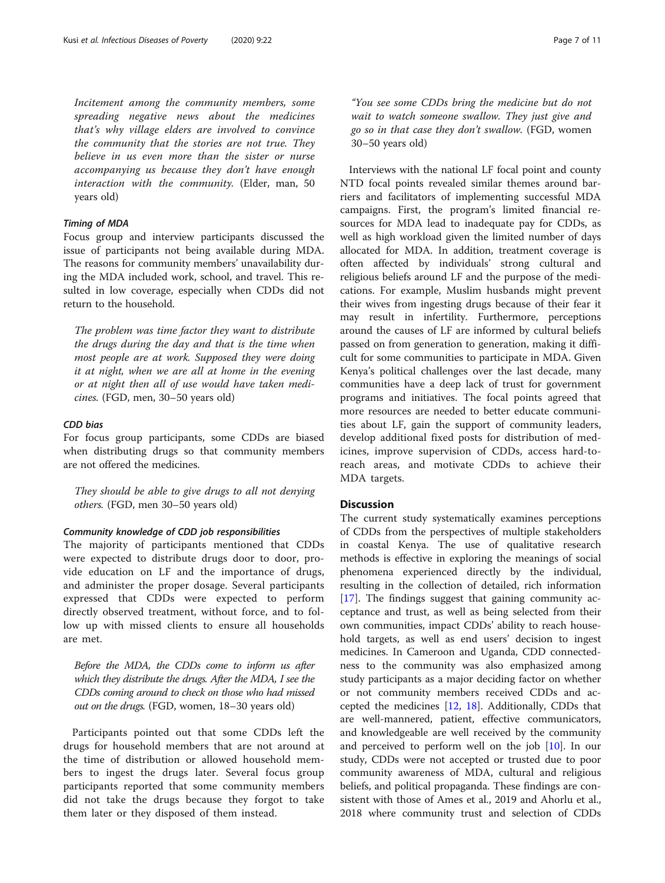*Incitement among the community members, some spreading negative news about the medicines that's why village elders are involved to convince the community that the stories are not true. They believe in us even more than the sister or nurse accompanying us because they don't have enough interaction with the community.* (Elder, man, 50 years old)

#### *Timing of MDA*

Focus group and interview participants discussed the issue of participants not being available during MDA. The reasons for community members' unavailability during the MDA included work, school, and travel. This resulted in low coverage, especially when CDDs did not return to the household.

*The problem was time factor they want to distribute the drugs during the day and that is the time when most people are at work. Supposed they were doing it at night, when we are all at home in the evening or at night then all of use would have taken medicines.* (FGD, men, 30–50 years old)

#### *CDD bias*

For focus group participants, some CDDs are biased when distributing drugs so that community members are not offered the medicines.

*They should be able to give drugs to all not denying others.* (FGD, men 30–50 years old)

#### *Community knowledge of CDD job responsibilities*

The majority of participants mentioned that CDDs were expected to distribute drugs door to door, provide education on LF and the importance of drugs, and administer the proper dosage. Several participants expressed that CDDs were expected to perform directly observed treatment, without force, and to follow up with missed clients to ensure all households are met.

*Before the MDA, the CDDs come to inform us after which they distribute the drugs. After the MDA, I see the CDDs coming around to check on those who had missed out on the drugs.* (FGD, women, 18–30 years old)

Participants pointed out that some CDDs left the drugs for household members that are not around at the time of distribution or allowed household members to ingest the drugs later. Several focus group participants reported that some community members did not take the drugs because they forgot to take them later or they disposed of them instead.

*"You see some CDDs bring the medicine but do not wait to watch someone swallow. They just give and go so in that case they don't swallow.* (FGD, women 30–50 years old)

Interviews with the national LF focal point and county NTD focal points revealed similar themes around barriers and facilitators of implementing successful MDA campaigns. First, the program's limited financial resources for MDA lead to inadequate pay for CDDs, as well as high workload given the limited number of days allocated for MDA. In addition, treatment coverage is often affected by individuals' strong cultural and religious beliefs around LF and the purpose of the medications. For example, Muslim husbands might prevent their wives from ingesting drugs because of their fear it may result in infertility. Furthermore, perceptions around the causes of LF are informed by cultural beliefs passed on from generation to generation, making it difficult for some communities to participate in MDA. Given Kenya's political challenges over the last decade, many communities have a deep lack of trust for government programs and initiatives. The focal points agreed that more resources are needed to better educate communities about LF, gain the support of community leaders, develop additional fixed posts for distribution of medicines, improve supervision of CDDs, access hard-to-reach areas, and motivate CDDs to achieve their MDA targets.

## Discussion

The current study systematically examines perceptions of CDDs from the perspectives of multiple stakeholders in coastal Kenya. The use of qualitative research methods is effective in exploring the meanings of social phenomena experienced directly by the individual, resulting in the collection of detailed, rich information [17]. The findings suggest that gaining community acceptance and trust, as well as being selected from their own communities, impact CDDs' ability to reach household targets, as well as end users' decision to ingest medicines. In Cameroon and Uganda, CDD connectedness to the community was also emphasized among study participants as a major deciding factor on whether or not community members received CDDs and accepted the medicines [12, 18]. Additionally, CDDs that are well-mannered, patient, effective communicators, and knowledgeable are well received by the community and perceived to perform well on the job [10]. In our study, CDDs were not accepted or trusted due to poor community awareness of MDA, cultural and religious beliefs, and political propaganda. These findings are consistent with those of Ames et al., 2019 and Ahorlu et al., 2018 where community trust and selection of CDDs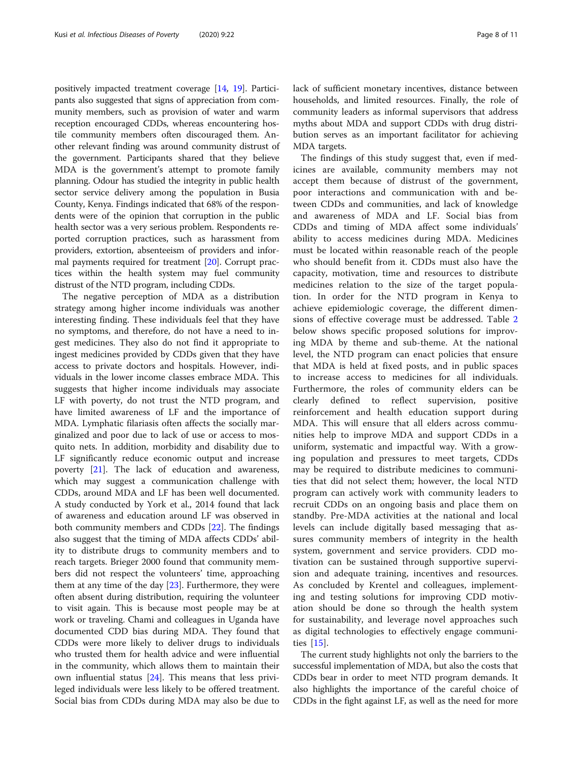positively impacted treatment coverage [14, 19]. Participants also suggested that signs of appreciation from community members, such as provision of water and warm reception encouraged CDDs, whereas encountering hostile community members often discouraged them. Another relevant finding was around community distrust of the government. Participants shared that they believe MDA is the government's attempt to promote family planning. Odour has studied the integrity in public health sector service delivery among the population in Busia County, Kenya. Findings indicated that 68% of the respondents were of the opinion that corruption in the public health sector was a very serious problem. Respondents reported corruption practices, such as harassment from providers, extortion, absenteeism of providers and informal payments required for treatment [20]. Corrupt practices within the health system may fuel community distrust of the NTD program, including CDDs.

The negative perception of MDA as a distribution strategy among higher income individuals was another interesting finding. These individuals feel that they have no symptoms, and therefore, do not have a need to ingest medicines. They also do not find it appropriate to ingest medicines provided by CDDs given that they have access to private doctors and hospitals. However, individuals in the lower income classes embrace MDA. This suggests that higher income individuals may associate LF with poverty, do not trust the NTD program, and have limited awareness of LF and the importance of MDA. Lymphatic filariasis often affects the socially marginalized and poor due to lack of use or access to mosquito nets. In addition, morbidity and disability due to LF significantly reduce economic output and increase poverty [21]. The lack of education and awareness, which may suggest a communication challenge with CDDs, around MDA and LF has been well documented. A study conducted by York et al., 2014 found that lack of awareness and education around LF was observed in both community members and CDDs [22]. The findings also suggest that the timing of MDA affects CDDs' ability to distribute drugs to community members and to reach targets. Brieger 2000 found that community members did not respect the volunteers' time, approaching them at any time of the day [23]. Furthermore, they were often absent during distribution, requiring the volunteer to visit again. This is because most people may be at work or traveling. Chami and colleagues in Uganda have documented CDD bias during MDA. They found that CDDs were more likely to deliver drugs to individuals who trusted them for health advice and were influential in the community, which allows them to maintain their own influential status [24]. This means that less privileged individuals were less likely to be offered treatment. Social bias from CDDs during MDA may also be due to lack of sufficient monetary incentives, distance between households, and limited resources. Finally, the role of community leaders as informal supervisors that address myths about MDA and support CDDs with drug distribution serves as an important facilitator for achieving MDA targets.

The findings of this study suggest that, even if medicines are available, community members may not accept them because of distrust of the government, poor interactions and communication with and between CDDs and communities, and lack of knowledge and awareness of MDA and LF. Social bias from CDDs and timing of MDA affect some individuals' ability to access medicines during MDA. Medicines must be located within reasonable reach of the people who should benefit from it. CDDs must also have the capacity, motivation, time and resources to distribute medicines relation to the size of the target population. In order for the NTD program in Kenya to achieve epidemiologic coverage, the different dimensions of effective coverage must be addressed. Table 2 below shows specific proposed solutions for improving MDA by theme and sub-theme. At the national level, the NTD program can enact policies that ensure that MDA is held at fixed posts, and in public spaces to increase access to medicines for all individuals. Furthermore, the roles of community elders can be clearly defined to reflect supervision, positive reinforcement and health education support during MDA. This will ensure that all elders across communities help to improve MDA and support CDDs in a uniform, systematic and impactful way. With a growing population and pressures to meet targets, CDDs may be required to distribute medicines to communities that did not select them; however, the local NTD program can actively work with community leaders to recruit CDDs on an ongoing basis and place them on standby. Pre-MDA activities at the national and local levels can include digitally based messaging that assures community members of integrity in the health system, government and service providers. CDD motivation can be sustained through supportive supervision and adequate training, incentives and resources. As concluded by Krentel and colleagues, implementing and testing solutions for improving CDD motivation should be done so through the health system for sustainability, and leverage novel approaches such as digital technologies to effectively engage communities [15].

The current study highlights not only the barriers to the successful implementation of MDA, but also the costs that CDDs bear in order to meet NTD program demands. It also highlights the importance of the careful choice of CDDs in the fight against LF, as well as the need for more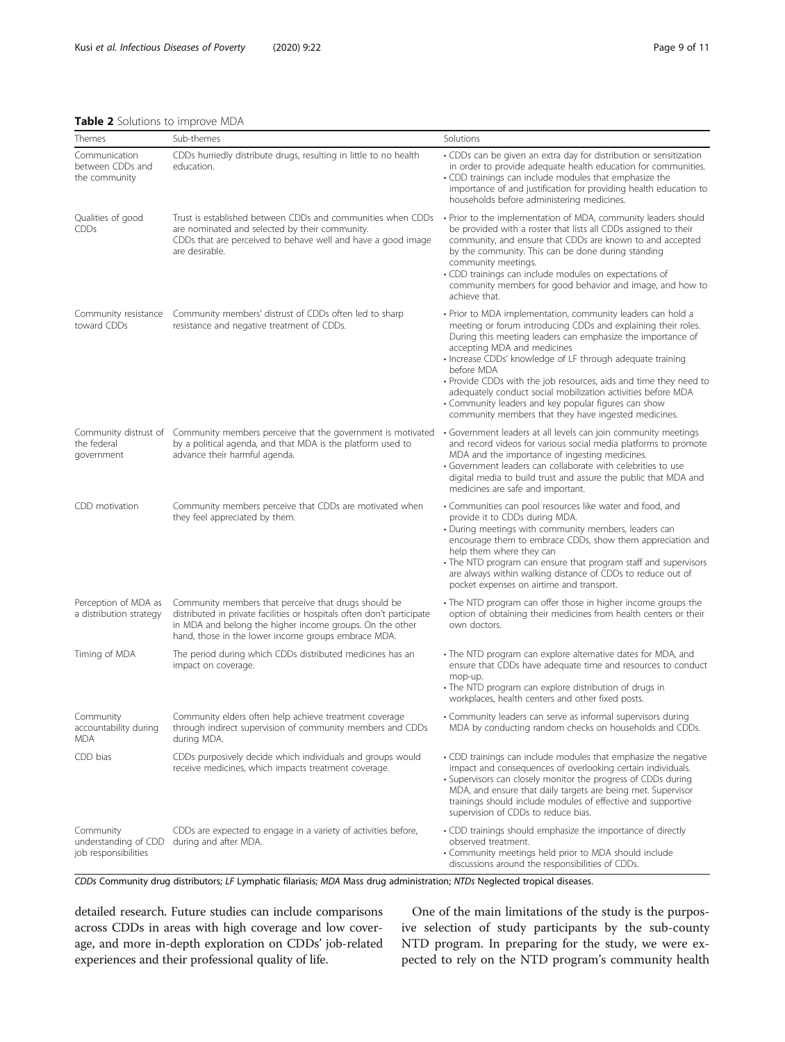**Table 2** Solutions to improve MDA

| Themes | Sub-themes | Solutions |
| --- | --- | --- |
| Communication between CDDs and the community | CDDs hurriedly distribute drugs, resulting in little to no health education. | • CDDs can be given an extra day for distribution or sensitization in order to provide adequate health education for communities.<br>• CDD trainings can include modules that emphasize the importance of and justification for providing health education to households before administering medicines. |
| Qualities of good CDDs | Trust is established between CDDs and communities when CDDs are nominated and selected by their community.<br>CDDs that are perceived to behave well and have a good image are desirable. | • Prior to the implementation of MDA, community leaders should be provided with a roster that lists all CDDs assigned to their community, and ensure that CDDs are known to and accepted by the community. This can be done during standing community meetings.<br>• CDD trainings can include modules on expectations of community members for good behavior and image, and how to achieve that. |
| Community resistance toward CDDs | Community members' distrust of CDDs often led to sharp resistance and negative treatment of CDDs. | • Prior to MDA implementation, community leaders can hold a meeting or forum introducing CDDs and explaining their roles. During this meeting leaders can emphasize the importance of accepting MDA and medicines<br>• Increase CDDs' knowledge of LF through adequate training before MDA<br>• Provide CDDs with the job resources, aids and time they need to adequately conduct social mobilization activities before MDA<br>• Community leaders and key popular figures can show community members that they have ingested medicines. |
| Community distrust of the federal government | Community members perceive that the government is motivated by a political agenda, and that MDA is the platform used to advance their harmful agenda. | • Government leaders at all levels can join community meetings and record videos for various social media platforms to promote MDA and the importance of ingesting medicines.<br>• Government leaders can collaborate with celebrities to use digital media to build trust and assure the public that MDA and medicines are safe and important. |
| CDD motivation | Community members perceive that CDDs are motivated when they feel appreciated by them. | • Communities can pool resources like water and food, and provide it to CDDs during MDA.<br>• During meetings with community members, leaders can encourage them to embrace CDDs, show them appreciation and help them where they can<br>• The NTD program can ensure that program staff and supervisors are always within walking distance of CDDs to reduce out of pocket expenses on airtime and transport. |
| Perception of MDA as a distribution strategy | Community members that perceive that drugs should be distributed in private facilities or hospitals often don't participate in MDA and belong the higher income groups. On the other hand, those in the lower income groups embrace MDA. | • The NTD program can offer those in higher income groups the option of obtaining their medicines from health centers or their own doctors. |
| Timing of MDA | The period during which CDDs distributed medicines has an impact on coverage. | • The NTD program can explore alternative dates for MDA, and ensure that CDDs have adequate time and resources to conduct mop-up.<br>• The NTD program can explore distribution of drugs in workplaces, health centers and other fixed posts. |
| Community accountability during MDA | Community elders often help achieve treatment coverage through indirect supervision of community members and CDDs during MDA. | • Community leaders can serve as informal supervisors during MDA by conducting random checks on households and CDDs. |
| CDD bias | CDDs purposively decide which individuals and groups would receive medicines, which impacts treatment coverage. | • CDD trainings can include modules that emphasize the negative impact and consequences of overlooking certain individuals.<br>• Supervisors can closely monitor the progress of CDDs during MDA, and ensure that daily targets are being met. Supervisor trainings should include modules of effective and supportive supervision of CDDs to reduce bias. |
| Community understanding of CDD job responsibilities | CDDs are expected to engage in a variety of activities before, during and after MDA. | • CDD trainings should emphasize the importance of directly observed treatment.<br>• Community meetings held prior to MDA should include discussions around the responsibilities of CDDs. |

*CDDs* Community drug distributors; *LF* Lymphatic filariasis; *MDA* Mass drug administration; *NTDs* Neglected tropical diseases.

detailed research. Future studies can include comparisons across CDDs in areas with high coverage and low coverage, and more in-depth exploration on CDDs' job-related experiences and their professional quality of life.

One of the main limitations of the study is the purposive selection of study participants by the sub-county NTD program. In preparing for the study, we were expected to rely on the NTD program's community health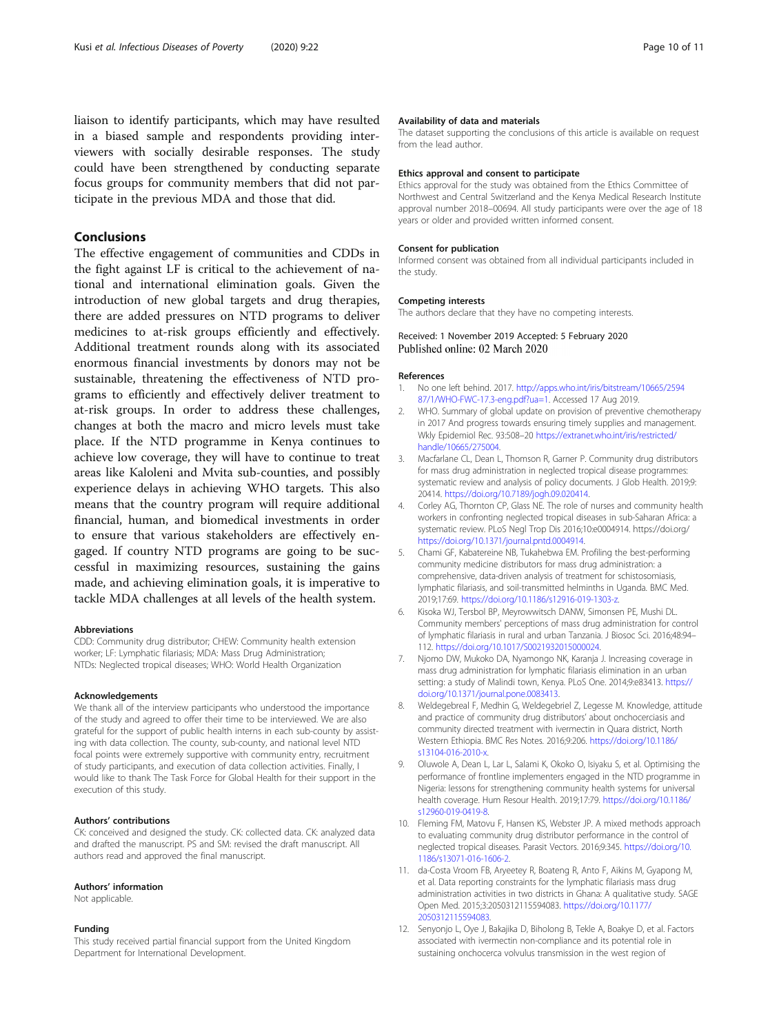liaison to identify participants, which may have resulted in a biased sample and respondents providing interviewers with socially desirable responses. The study could have been strengthened by conducting separate focus groups for community members that did not participate in the previous MDA and those that did.

## Conclusions

The effective engagement of communities and CDDs in the fight against LF is critical to the achievement of national and international elimination goals. Given the introduction of new global targets and drug therapies, there are added pressures on NTD programs to deliver medicines to at-risk groups efficiently and effectively. Additional treatment rounds along with its associated enormous financial investments by donors may not be sustainable, threatening the effectiveness of NTD programs to efficiently and effectively deliver treatment to at-risk groups. In order to address these challenges, changes at both the macro and micro levels must take place. If the NTD programme in Kenya continues to achieve low coverage, they will have to continue to treat areas like Kaloleni and Mvita sub-counties, and possibly experience delays in achieving WHO targets. This also means that the country program will require additional financial, human, and biomedical investments in order to ensure that various stakeholders are effectively engaged. If country NTD programs are going to be successful in maximizing resources, sustaining the gains made, and achieving elimination goals, it is imperative to tackle MDA challenges at all levels of the health system.

#### Abbreviations

CDD: Community drug distributor; CHEW: Community health extension worker; LF: Lymphatic filariasis; MDA: Mass Drug Administration; NTDs: Neglected tropical diseases; WHO: World Health Organization

#### Acknowledgements

We thank all of the interview participants who understood the importance of the study and agreed to offer their time to be interviewed. We are also grateful for the support of public health interns in each sub-county by assisting with data collection. The county, sub-county, and national level NTD focal points were extremely supportive with community entry, recruitment of study participants, and execution of data collection activities. Finally, I would like to thank The Task Force for Global Health for their support in the execution of this study.

#### Authors' contributions

CK: conceived and designed the study. CK: collected data. CK: analyzed data and drafted the manuscript. PS and SM: revised the draft manuscript. All authors read and approved the final manuscript.

#### Authors' information

Not applicable.

#### Funding

This study received partial financial support from the United Kingdom Department for International Development.

#### Availability of data and materials

The dataset supporting the conclusions of this article is available on request from the lead author.

#### Ethics approval and consent to participate

Ethics approval for the study was obtained from the Ethics Committee of Northwest and Central Switzerland and the Kenya Medical Research Institute approval number 2018–00694. All study participants were over the age of 18 years or older and provided written informed consent.

#### Consent for publication

Informed consent was obtained from all individual participants included in the study.

#### Competing interests

The authors declare that they have no competing interests.

Received: 1 November 2019 Accepted: 5 February 2020
Published online: 02 March 2020

#### References

1. No one left behind. 2017. http://apps.who.int/iris/bitstream/10665/259487/1/WHO-FWC-17.3-eng.pdf?ua=1. Accessed 17 Aug 2019.
2. WHO. Summary of global update on provision of preventive chemotherapy in 2017 And progress towards ensuring timely supplies and management. Wkly Epidemiol Rec. 93:508–20 https://extranet.who.int/iris/restricted/handle/10665/275004.
3. Macfarlane CL, Dean L, Thomson R, Garner P. Community drug distributors for mass drug administration in neglected tropical disease programmes: systematic review and analysis of policy documents. J Glob Health. 2019;9:20414. https://doi.org/10.7189/jogh.09.020414.
4. Corley AG, Thornton CP, Glass NE. The role of nurses and community health workers in confronting neglected tropical diseases in sub-Saharan Africa: a systematic review. PLoS Negl Trop Dis 2016;10:e0004914. https://doi.org/https://doi.org/10.1371/journal.pntd.0004914.
5. Chami GF, Kabatereine NB, Tukahebwa EM. Profiling the best-performing community medicine distributors for mass drug administration: a comprehensive, data-driven analysis of treatment for schistosomiasis, lymphatic filariasis, and soil-transmitted helminths in Uganda. BMC Med. 2019;17:69. https://doi.org/10.1186/s12916-019-1303-z.
6. Kisoka WJ, Tersbol BP, Meyrowwitsch DANW, Simonsen PE, Mushi DL. Community members' perceptions of mass drug administration for control of lymphatic filariasis in rural and urban Tanzania. J Biosoc Sci. 2016;48:94–112. https://doi.org/10.1017/S0021932015000024.
7. Njomo DW, Mukoko DA, Nyamongo NK, Karanja J. Increasing coverage in mass drug administration for lymphatic filariasis elimination in an urban setting: a study of Malindi town, Kenya. PLoS One. 2014;9:e83413. https://doi.org/10.1371/journal.pone.0083413.
8. Weldegebreal F, Medhin G, Weldegebriel Z, Legesse M. Knowledge, attitude and practice of community drug distributors' about onchocerciasis and community directed treatment with ivermectin in Quara district, North Western Ethiopia. BMC Res Notes. 2016;9:206. https://doi.org/10.1186/s13104-016-2010-x.
9. Oluwole A, Dean L, Lar L, Salami K, Okoko O, Isiyaku S, et al. Optimising the performance of frontline implementers engaged in the NTD programme in Nigeria: lessons for strengthening community health systems for universal health coverage. Hum Resour Health. 2019;17:79. https://doi.org/10.1186/s12960-019-0419-8.
10. Fleming FM, Matovu F, Hansen KS, Webster JP. A mixed methods approach to evaluating community drug distributor performance in the control of neglected tropical diseases. Parasit Vectors. 2016;9:345. https://doi.org/10.1186/s13071-016-1606-2.
11. da-Costa Vroom FB, Aryeetey R, Boateng R, Anto F, Aikins M, Gyapong M, et al. Data reporting constraints for the lymphatic filariasis mass drug administration activities in two districts in Ghana: A qualitative study. SAGE Open Med. 2015;3:2050312115594083. https://doi.org/10.1177/2050312115594083.
12. Senyonjo L, Oye J, Bakajika D, Biholong B, Tekle A, Boakye D, et al. Factors associated with ivermectin non-compliance and its potential role in sustaining onchocerca volvulus transmission in the west region of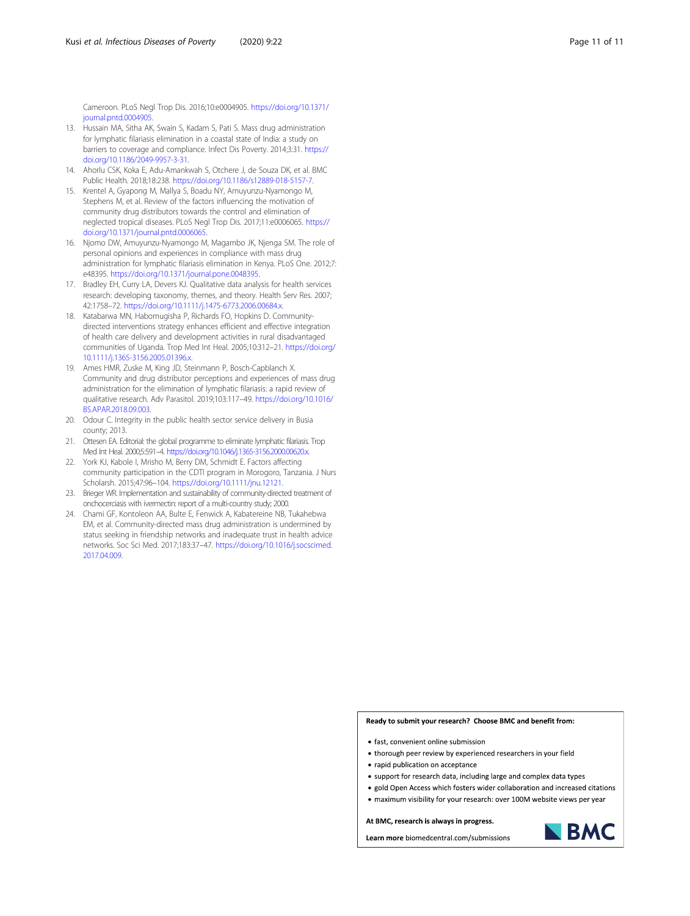Cameroon. PLoS Negl Trop Dis. 2016;10:e0004905. https://doi.org/10.1371/journal.pntd.0004905.

13. Hussain MA, Sitha AK, Swain S, Kadam S, Pati S. Mass drug administration for lymphatic filariasis elimination in a coastal state of India: a study on barriers to coverage and compliance. Infect Dis Poverty. 2014;3:31. https://doi.org/10.1186/2049-9957-3-31.
14. Ahorlu CSK, Koka E, Adu-Amankwah S, Otchere J, de Souza DK, et al. BMC Public Health. 2018;18:238. https://doi.org/10.1186/s12889-018-5157-7.
15. Krentel A, Gyapong M, Mallya S, Boadu NY, Amuyunzu-Nyamongo M, Stephens M, et al. Review of the factors influencing the motivation of community drug distributors towards the control and elimination of neglected tropical diseases. PLoS Negl Trop Dis. 2017;11:e0006065. https://doi.org/10.1371/journal.pntd.0006065.
16. Njomo DW, Amuyunzu-Nyamongo M, Magambo JK, Njenga SM. The role of personal opinions and experiences in compliance with mass drug administration for lymphatic filariasis elimination in Kenya. PLoS One. 2012;7:e48395. https://doi.org/10.1371/journal.pone.0048395.
17. Bradley EH, Curry LA, Devers KJ. Qualitative data analysis for health services research: developing taxonomy, themes, and theory. Health Serv Res. 2007;42:1758–72. https://doi.org/10.1111/j.1475-6773.2006.00684.x.
18. Katabarwa MN, Habomugisha P, Richards FO, Hopkins D. Community-directed interventions strategy enhances efficient and effective integration of health care delivery and development activities in rural disadvantaged communities of Uganda. Trop Med Int Heal. 2005;10:312–21. https://doi.org/10.1111/j.1365-3156.2005.01396.x.
19. Ames HMR, Zuske M, King JD, Steinmann P, Bosch-Capblanch X. Community and drug distributor perceptions and experiences of mass drug administration for the elimination of lymphatic filariasis: a rapid review of qualitative research. Adv Parasitol. 2019;103:117–49. https://doi.org/10.1016/BS.APAR.2018.09.003.
20. Odour C. Integrity in the public health sector service delivery in Busia county; 2013.
21. Ottesen EA. Editorial: the global programme to eliminate lymphatic filariasis. Trop Med Int Heal. 2000;5:591–4. https://doi.org/10.1046/j.1365-3156.2000.00620.x.
22. York KJ, Kabole I, Mrisho M, Berry DM, Schmidt E. Factors affecting community participation in the CDTI program in Morogoro, Tanzania. J Nurs Scholarsh. 2015;47:96–104. https://doi.org/10.1111/jnu.12121.
23. Brieger WR. Implementation and sustainability of community-directed treatment of onchocerciasis with ivermectin: report of a multi-country study; 2000.
24. Chami GF, Kontoleon AA, Bulte E, Fenwick A, Kabatereine NB, Tukahebwa EM, et al. Community-directed mass drug administration is undermined by status seeking in friendship networks and inadequate trust in health advice networks. Soc Sci Med. 2017;183:37–47. https://doi.org/10.1016/j.socscimed.2017.04.009.

**Ready to submit your research? Choose BMC and benefit from:**

- fast, convenient online submission
- thorough peer review by experienced researchers in your field
- rapid publication on acceptance
- support for research data, including large and complex data types
- gold Open Access which fosters wider collaboration and increased citations
- maximum visibility for your research: over 100M website views per year

**At BMC, research is always in progress.**

**Learn more** biomedcentral.com/submissions

BMC